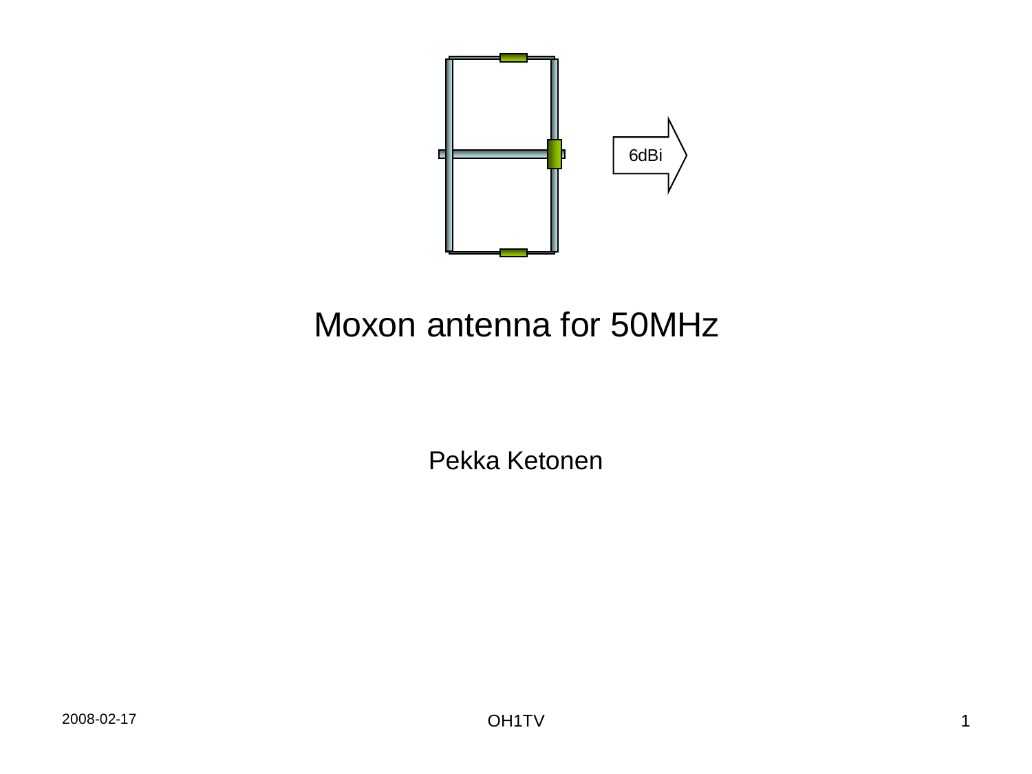# Moxon antenna for 50MHz

Pekka Ketonen

2008-02-17

OH1TV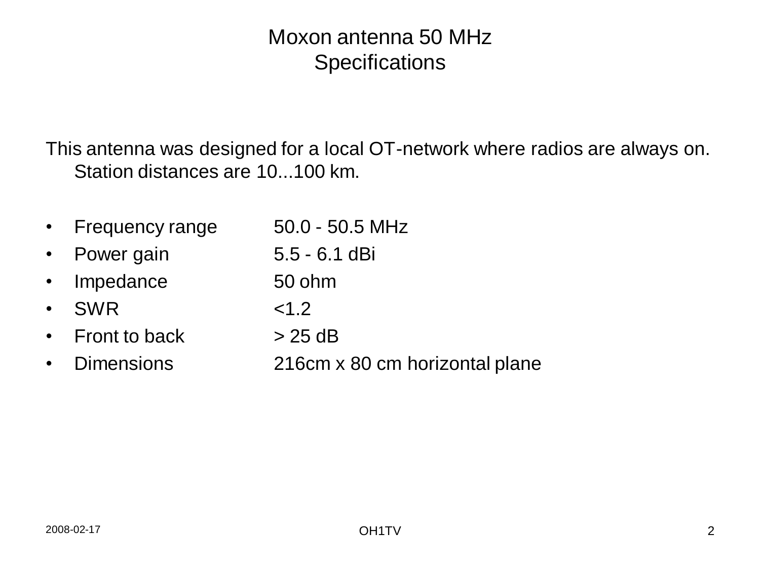# Moxon antenna 50 MHz
## Specifications

This antenna was designed for a local OT-network where radios are always on. Station distances are 10...100 km.

- Frequency range 50.0 - 50.5 MHz
- Power gain 5.5 - 6.1 dBi
- Impedance 50 ohm
- SWR <1.2
- Front to back > 25 dB
- Dimensions 216cm x 80 cm horizontal plane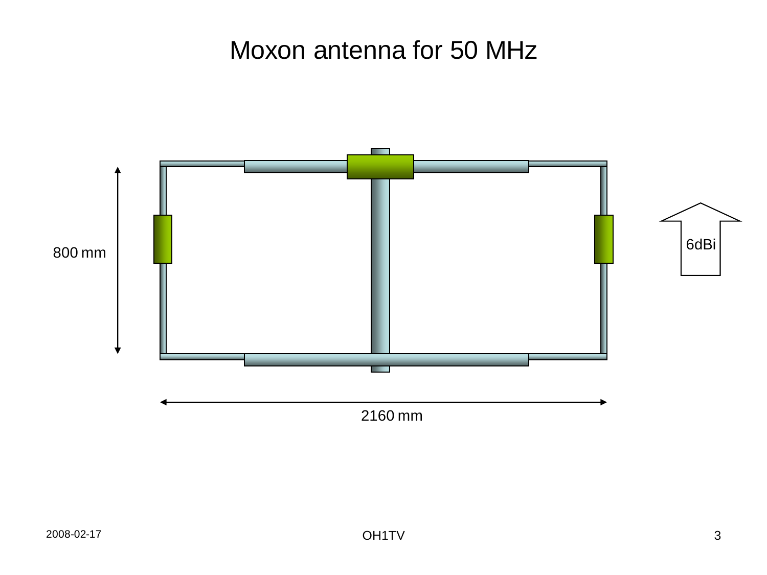# Moxon antenna for 50 MHz

800 mm

2160 mm

6dBi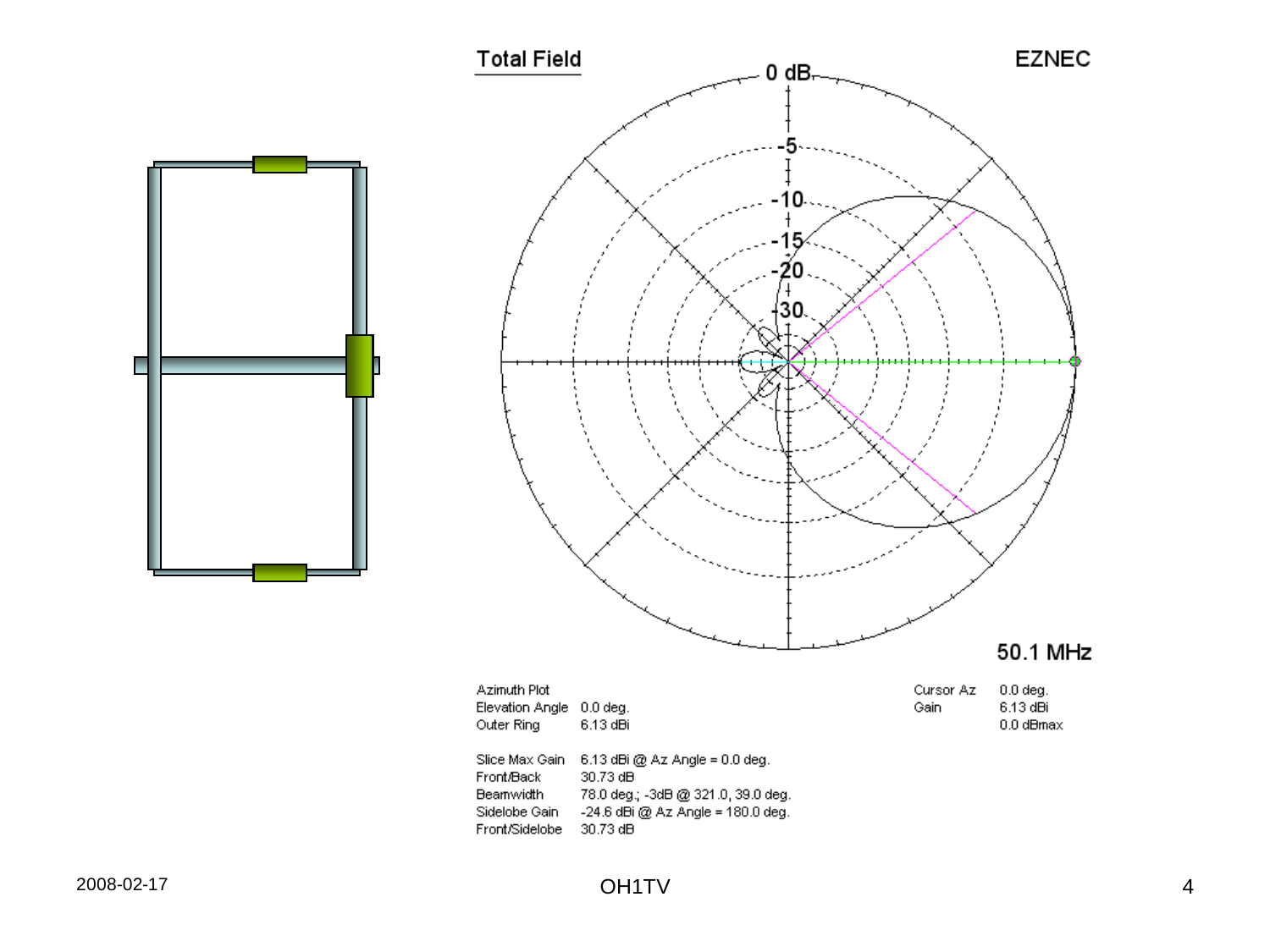Total Field

EZNEC

50.1 MHz

| | |
|---|---|
| Azimuth Plot | |
| Elevation Angle | 0.0 deg. |
| Outer Ring | 6.13 dBi |

| | |
|---|---|
| Cursor Az | 0.0 deg. |
| Gain | 6.13 dBi |
| | 0.0 dBmax |

| | |
|---|---|
| Slice Max Gain | 6.13 dBi @ Az Angle = 0.0 deg. |
| Front/Back | 30.73 dB |
| Beamwidth | 78.0 deg.; -3dB @ 321.0, 39.0 deg. |
| Sidelobe Gain | -24.6 dBi @ Az Angle = 180.0 deg. |
| Front/Sidelobe | 30.73 dB |

2008-02-17

OH1TV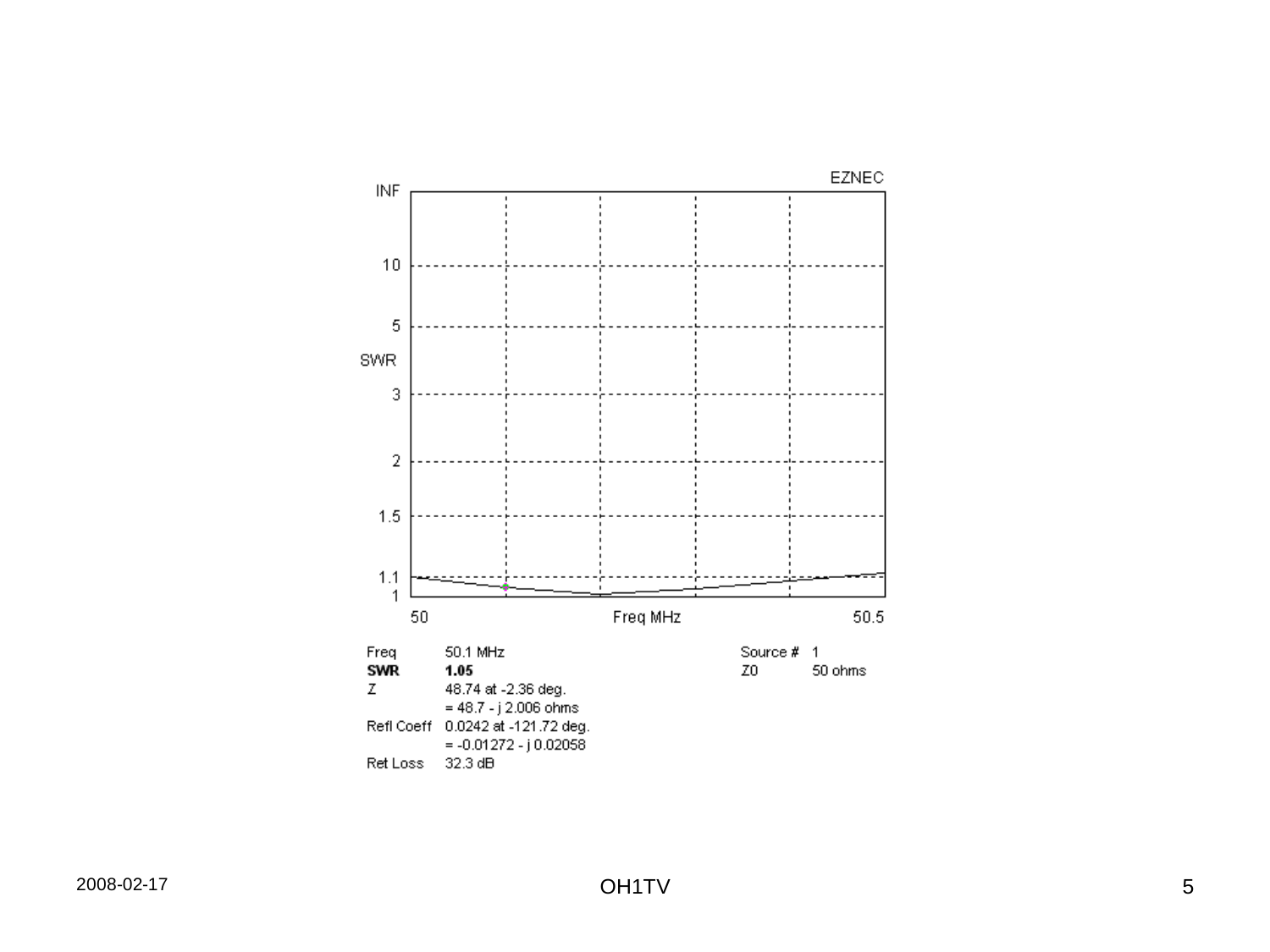EZNEC

| | | | | |
|---|---|---|---|---|
| Freq | 50.1 MHz | | Source # | 1 |
| **SWR** | **1.05** | | Z0 | 50 ohms |
| Z | 48.74 at -2.36 deg. | | | |
| | = 48.7 - j 2.006 ohms | | | |
| Refl Coeff | 0.0242 at -121.72 deg. | | | |
| | = -0.01272 - j 0.02058 | | | |
| Ret Loss | 32.3 dB | | | |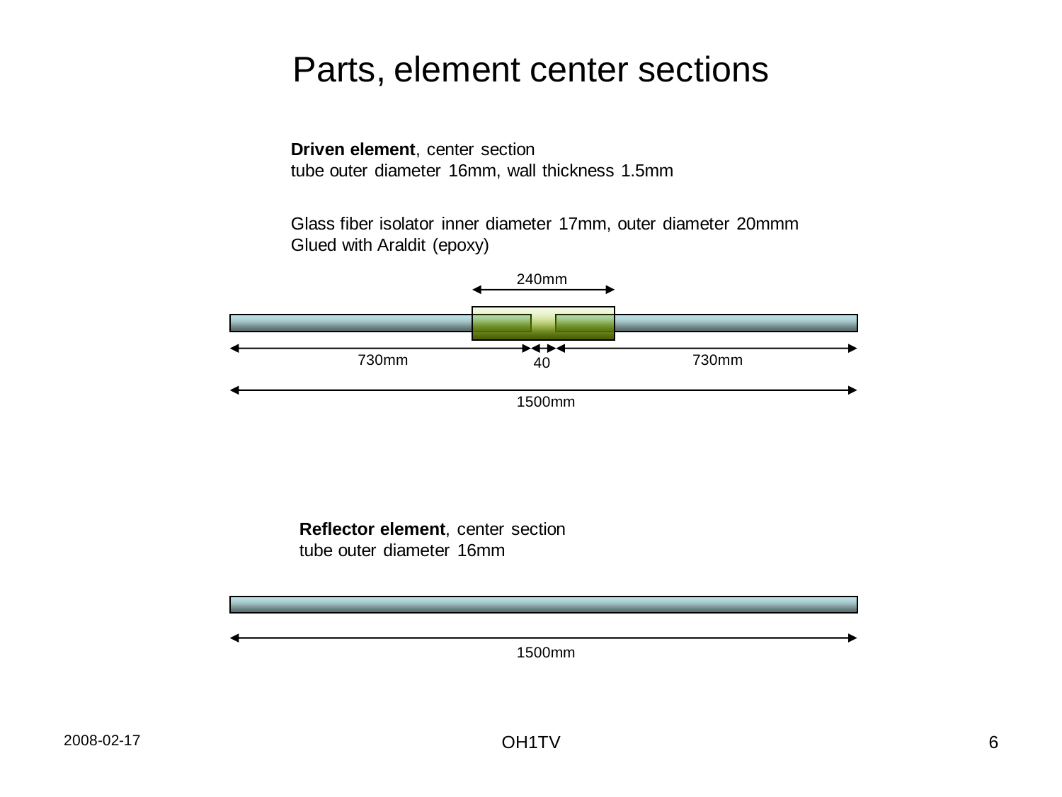# Parts, element center sections

**Driven element**, center section
tube outer diameter 16mm, wall thickness 1.5mm

Glass fiber isolator inner diameter 17mm, outer diameter 20mmm
Glued with Araldit (epoxy)

240mm

730mm 40 730mm

1500mm

**Reflector element**, center section
tube outer diameter 16mm

1500mm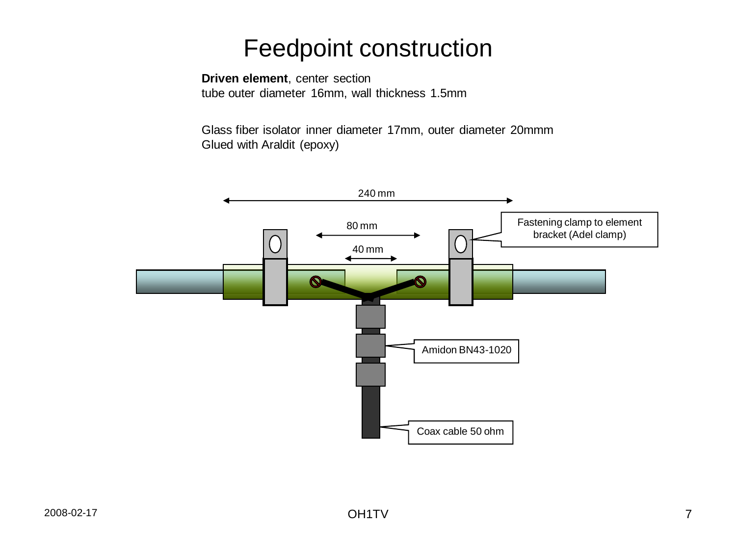# Feedpoint construction

**Driven element**, center section
tube outer diameter 16mm, wall thickness 1.5mm

Glass fiber isolator inner diameter 17mm, outer diameter 20mmm
Glued with Araldit (epoxy)

240 mm

80 mm

40 mm

Fastening clamp to element bracket (Adel clamp)

Amidon BN43-1020

Coax cable 50 ohm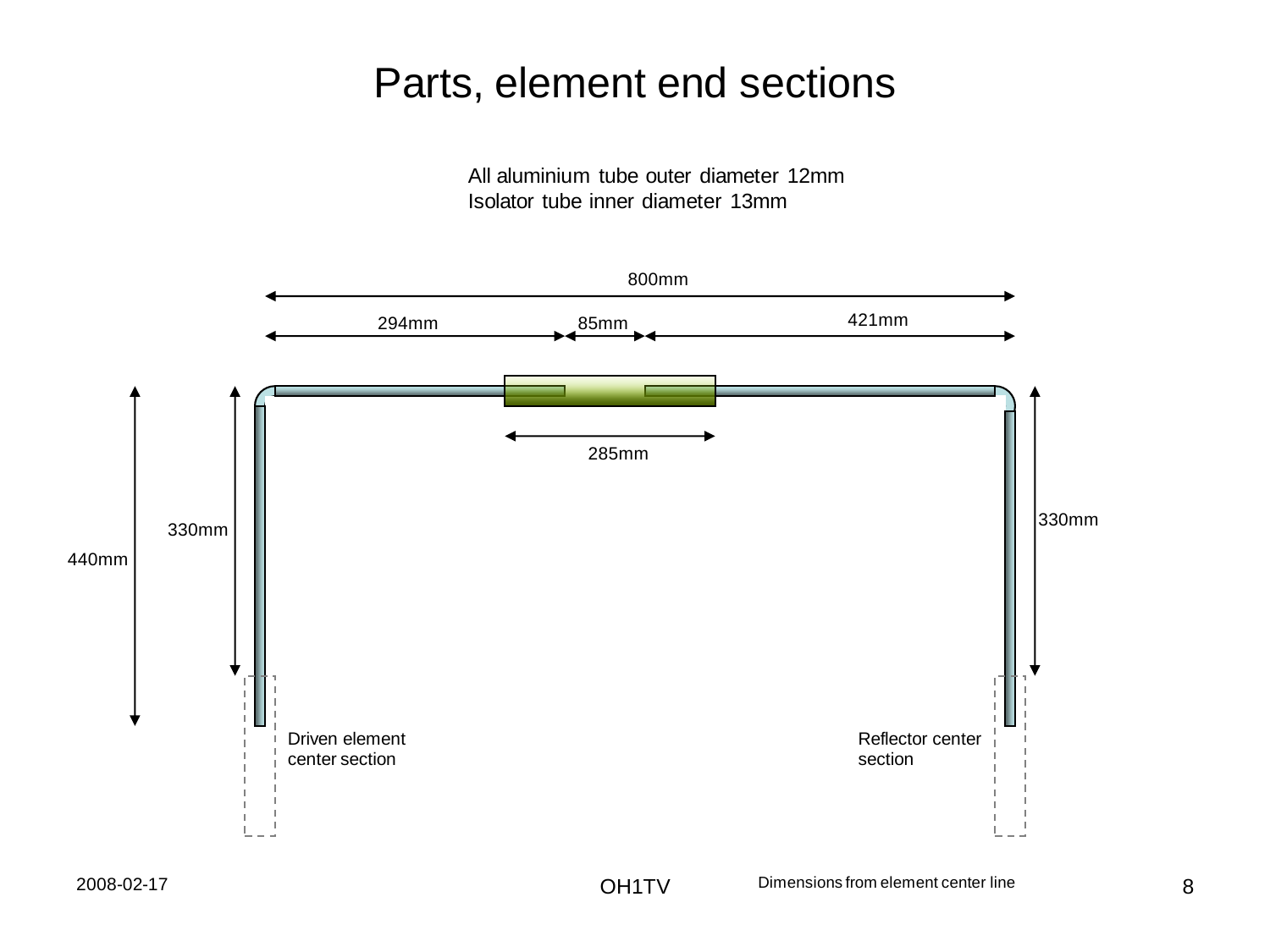# Parts, element end sections

All aluminium tube outer diameter 12mm
Isolator tube inner diameter 13mm

800mm

294mm

85mm

421mm

285mm

330mm

440mm

330mm

Driven element center section

Reflector center section

Dimensions from element center line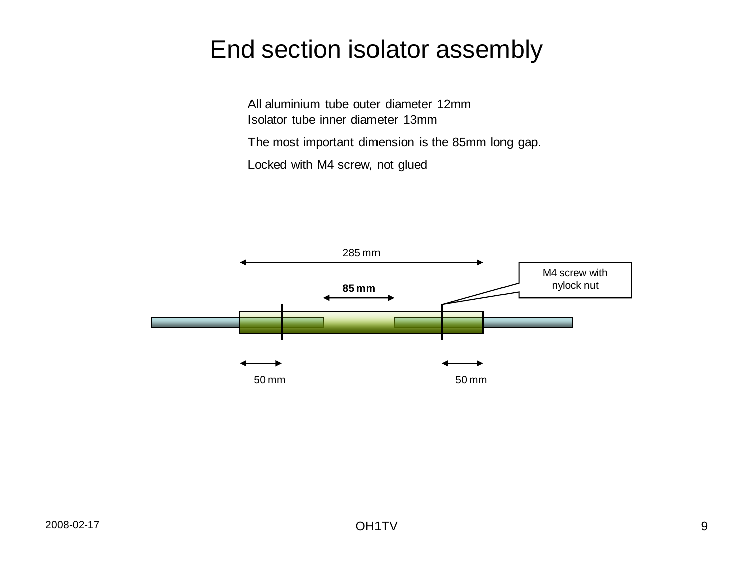# End section isolator assembly

All aluminium tube outer diameter 12mm
Isolator tube inner diameter 13mm

The most important dimension is the 85mm long gap.

Locked with M4 screw, not glued

285 mm

**85 mm**

M4 screw with nylock nut

50 mm

50 mm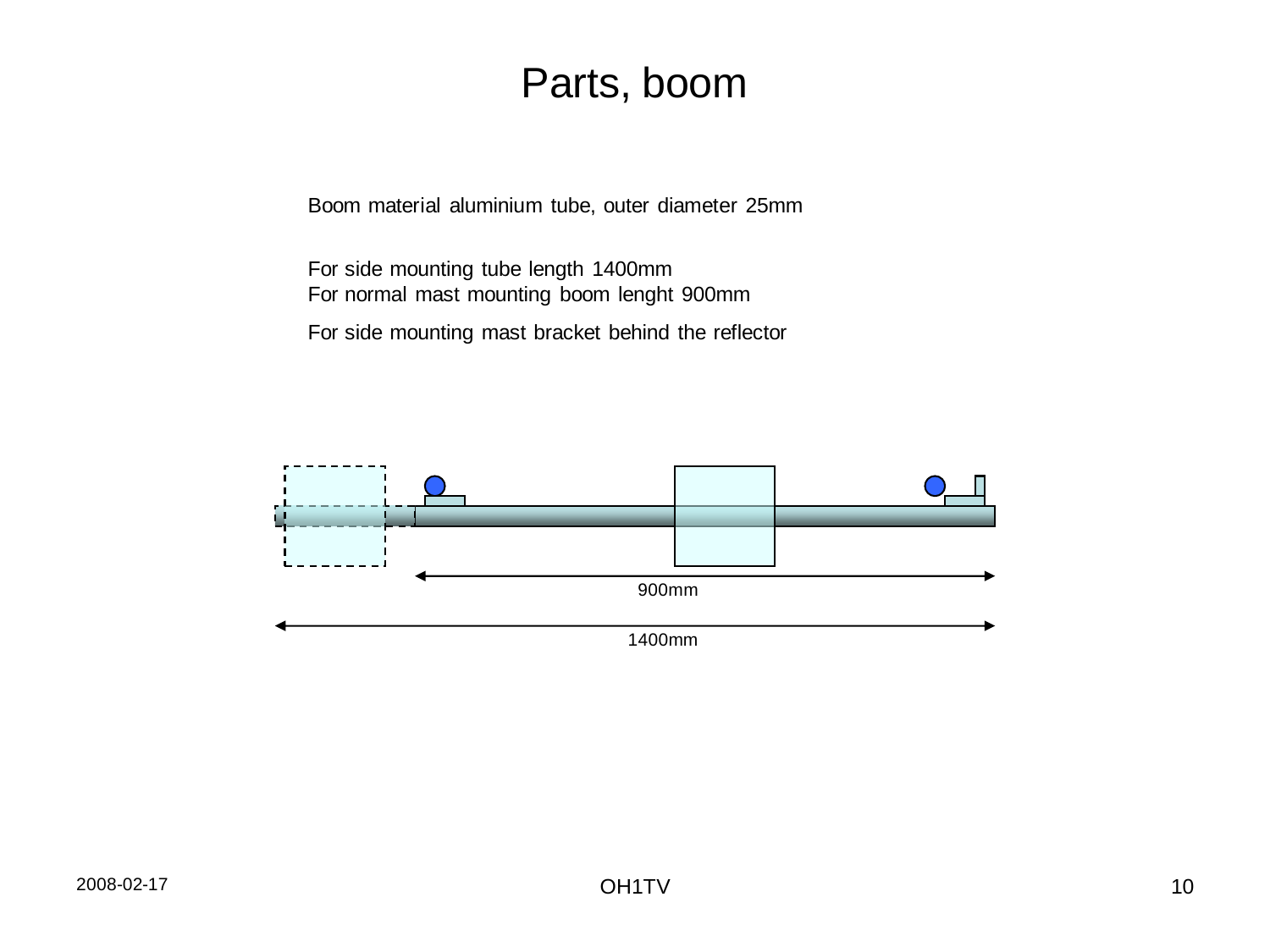# Parts, boom

Boom material aluminium tube, outer diameter 25mm

For side mounting tube length 1400mm
For normal mast mounting boom lenght 900mm

For side mounting mast bracket behind the reflector

900mm

1400mm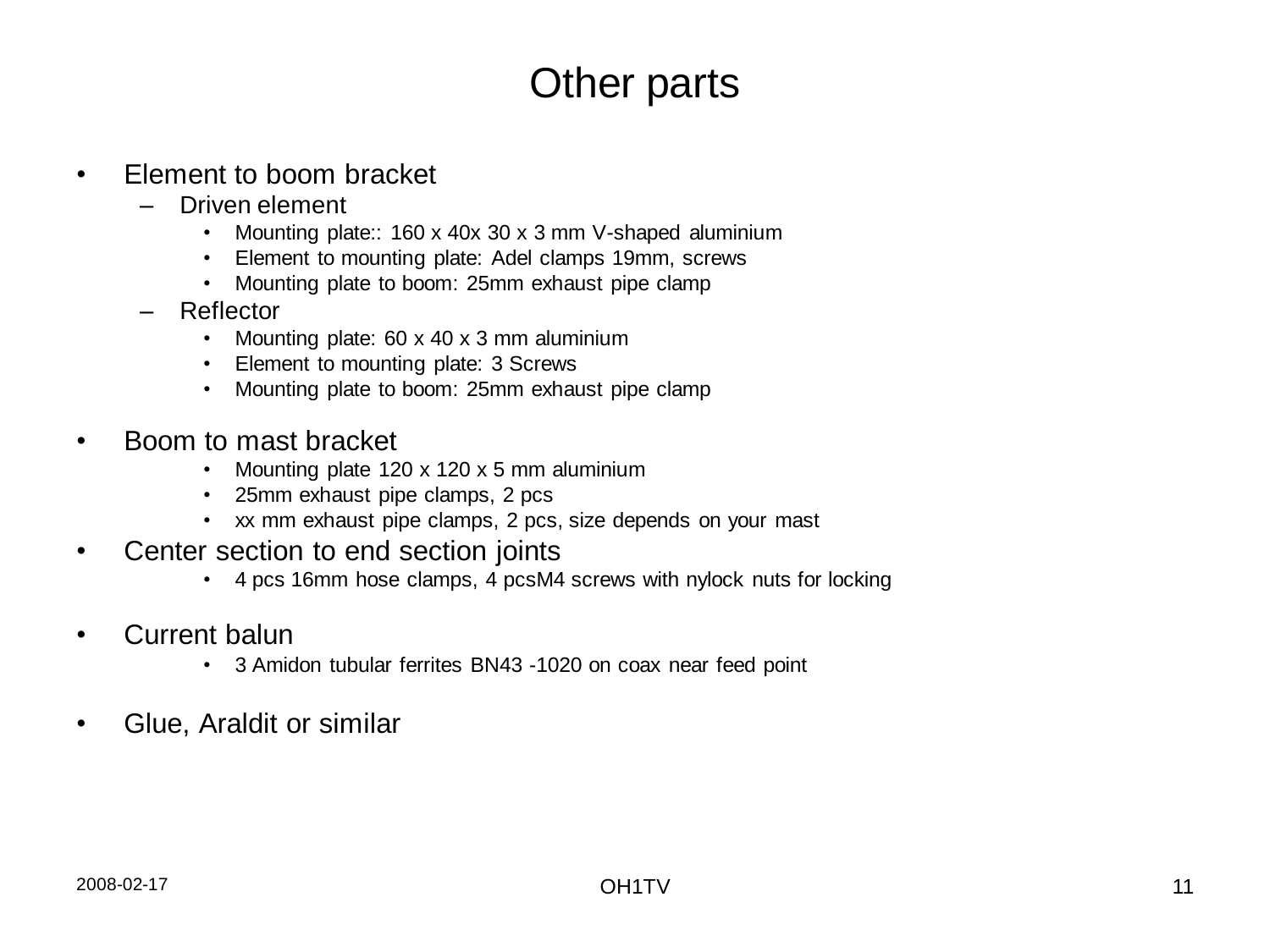# Other parts

- Element to boom bracket
  - Driven element
    - Mounting plate:: 160 x 40x 30 x 3 mm V-shaped aluminium
    - Element to mounting plate: Adel clamps 19mm, screws
    - Mounting plate to boom: 25mm exhaust pipe clamp
  - Reflector
    - Mounting plate: 60 x 40 x 3 mm aluminium
    - Element to mounting plate: 3 Screws
    - Mounting plate to boom: 25mm exhaust pipe clamp
- Boom to mast bracket
    - Mounting plate 120 x 120 x 5 mm aluminium
    - 25mm exhaust pipe clamps, 2 pcs
    - xx mm exhaust pipe clamps, 2 pcs, size depends on your mast
- Center section to end section joints
    - 4 pcs 16mm hose clamps, 4 pcsM4 screws with nylock nuts for locking
- Current balun
    - 3 Amidon tubular ferrites BN43 -1020 on coax near feed point
- Glue, Araldit or similar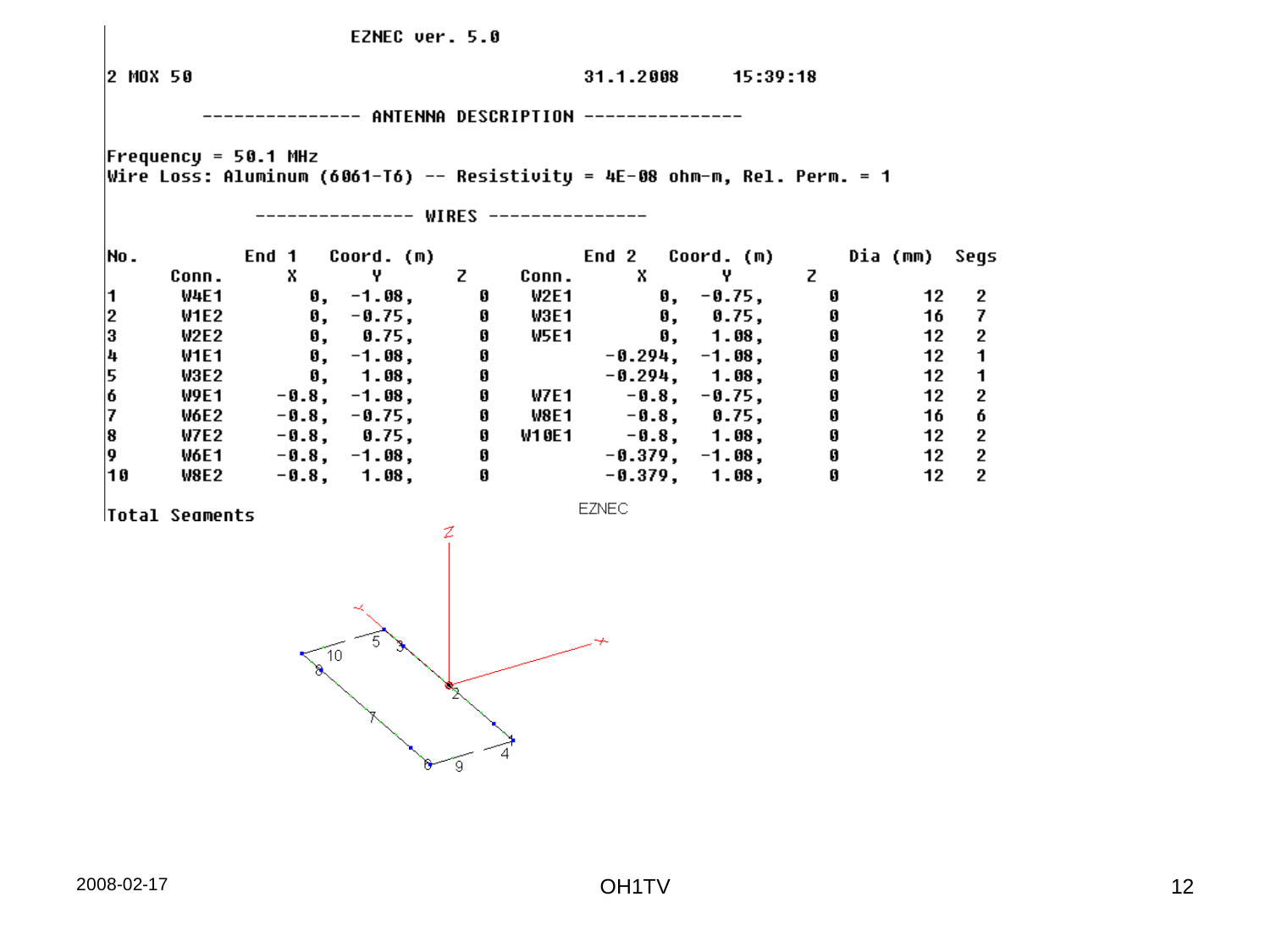EZNEC ver. 5.0

2 MOX 50 — 31.1.2008 15:39:18

--------------- ANTENNA DESCRIPTION ---------------

Frequency = 50.1 MHz
Wire Loss: Aluminum (6061-T6) -- Resistivity = 4E-08 ohm-m, Rel. Perm. = 1

--------------- WIRES ---------------

| No. | End 1 Conn. | X | Y | Z | End 2 Conn. | X | Y | Z | Dia (mm) | Segs |
|---|---|---|---|---|---|---|---|---|---|---|
| 1 | W4E1 | 0, | -1.08, | 0 | W2E1 | 0, | -0.75, | 0 | 12 | 2 |
| 2 | W1E2 | 0, | -0.75, | 0 | W3E1 | 0, | 0.75, | 0 | 16 | 7 |
| 3 | W2E2 | 0, | 0.75, | 0 | W5E1 | 0, | 1.08, | 0 | 12 | 2 |
| 4 | W1E1 | 0, | -1.08, | 0 | | -0.294, | -1.08, | 0 | 12 | 1 |
| 5 | W3E2 | 0, | 1.08, | 0 | | -0.294, | 1.08, | 0 | 12 | 1 |
| 6 | W9E1 | -0.8, | -1.08, | 0 | W7E1 | -0.8, | -0.75, | 0 | 12 | 2 |
| 7 | W6E2 | -0.8, | -0.75, | 0 | W8E1 | -0.8, | 0.75, | 0 | 16 | 6 |
| 8 | W7E2 | -0.8, | 0.75, | 0 | W10E1 | -0.8, | 1.08, | 0 | 12 | 2 |
| 9 | W6E1 | -0.8, | -1.08, | 0 | | -0.379, | -1.08, | 0 | 12 | 2 |
| 10 | W8E2 | -0.8, | 1.08, | 0 | | -0.379, | 1.08, | 0 | 12 | 2 |

Total Segments

EZNEC